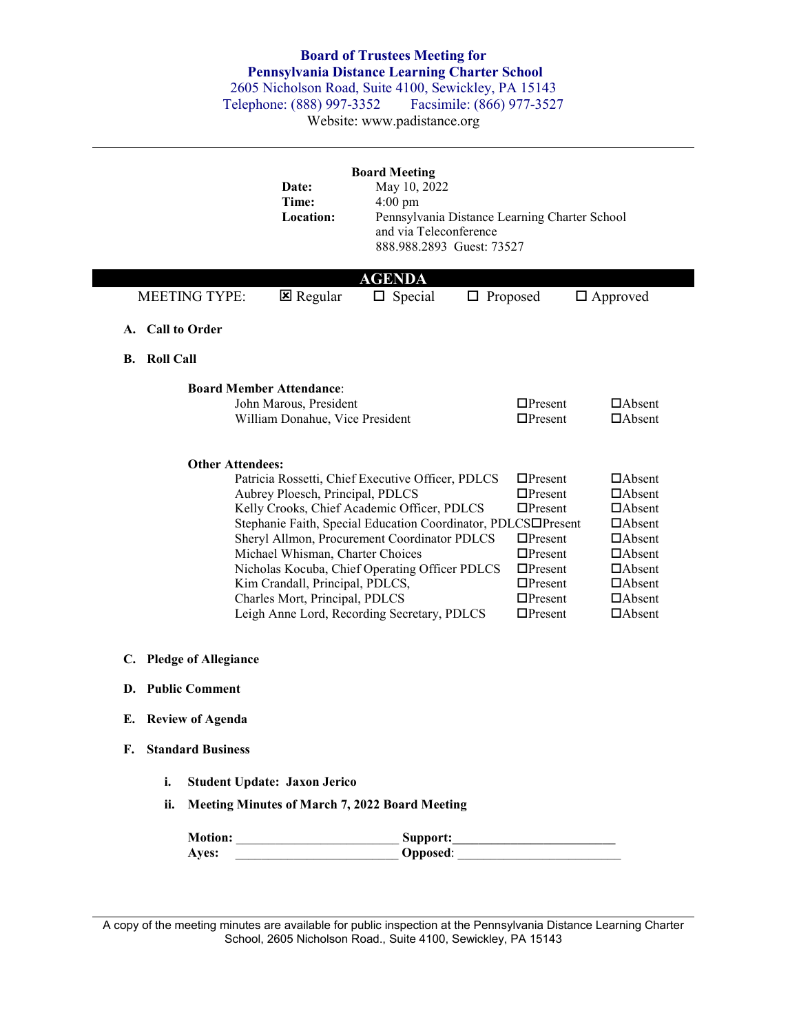# Board of Trustees Meeting for Pennsylvania Distance Learning Charter School

2605 Nicholson Road, Suite 4100, Sewickley, PA 15143
Telephone: (888) 997-3352 Facsimile: (866) 977-3527
Website: www.padistance.org

---

**Board Meeting**

**Date:** May 10, 2022
**Time:** 4:00 pm
**Location:** Pennsylvania Distance Learning Charter School and via Teleconference 888.988.2893 Guest: 73527

## AGENDA

MEETING TYPE: ☒ Regular ☐ Special ☐ Proposed ☐ Approved

**A. Call to Order**

**B. Roll Call**

**Board Member Attendance**:

| | | |
|---|---|---|
| John Marous, President | ☐Present | ☐Absent |
| William Donahue, Vice President | ☐Present | ☐Absent |

**Other Attendees:**

| | | |
|---|---|---|
| Patricia Rossetti, Chief Executive Officer, PDLCS | ☐Present | ☐Absent |
| Aubrey Ploesch, Principal, PDLCS | ☐Present | ☐Absent |
| Kelly Crooks, Chief Academic Officer, PDLCS | ☐Present | ☐Absent |
| Stephanie Faith, Special Education Coordinator, PDLCS | ☐Present | ☐Absent |
| Sheryl Allmon, Procurement Coordinator PDLCS | ☐Present | ☐Absent |
| Michael Whisman, Charter Choices | ☐Present | ☐Absent |
| Nicholas Kocuba, Chief Operating Officer PDLCS | ☐Present | ☐Absent |
| Kim Crandall, Principal, PDLCS, | ☐Present | ☐Absent |
| Charles Mort, Principal, PDLCS | ☐Present | ☐Absent |
| Leigh Anne Lord, Recording Secretary, PDLCS | ☐Present | ☐Absent |

**C. Pledge of Allegiance**

**D. Public Comment**

**E. Review of Agenda**

**F. Standard Business**

**i. Student Update: Jaxon Jerico**

**ii. Meeting Minutes of March 7, 2022 Board Meeting**

**Motion:** ________________________ **Support:**________________________
**Ayes:** ________________________ **Opposed**: ________________________

---

A copy of the meeting minutes are available for public inspection at the Pennsylvania Distance Learning Charter School, 2605 Nicholson Road., Suite 4100, Sewickley, PA 15143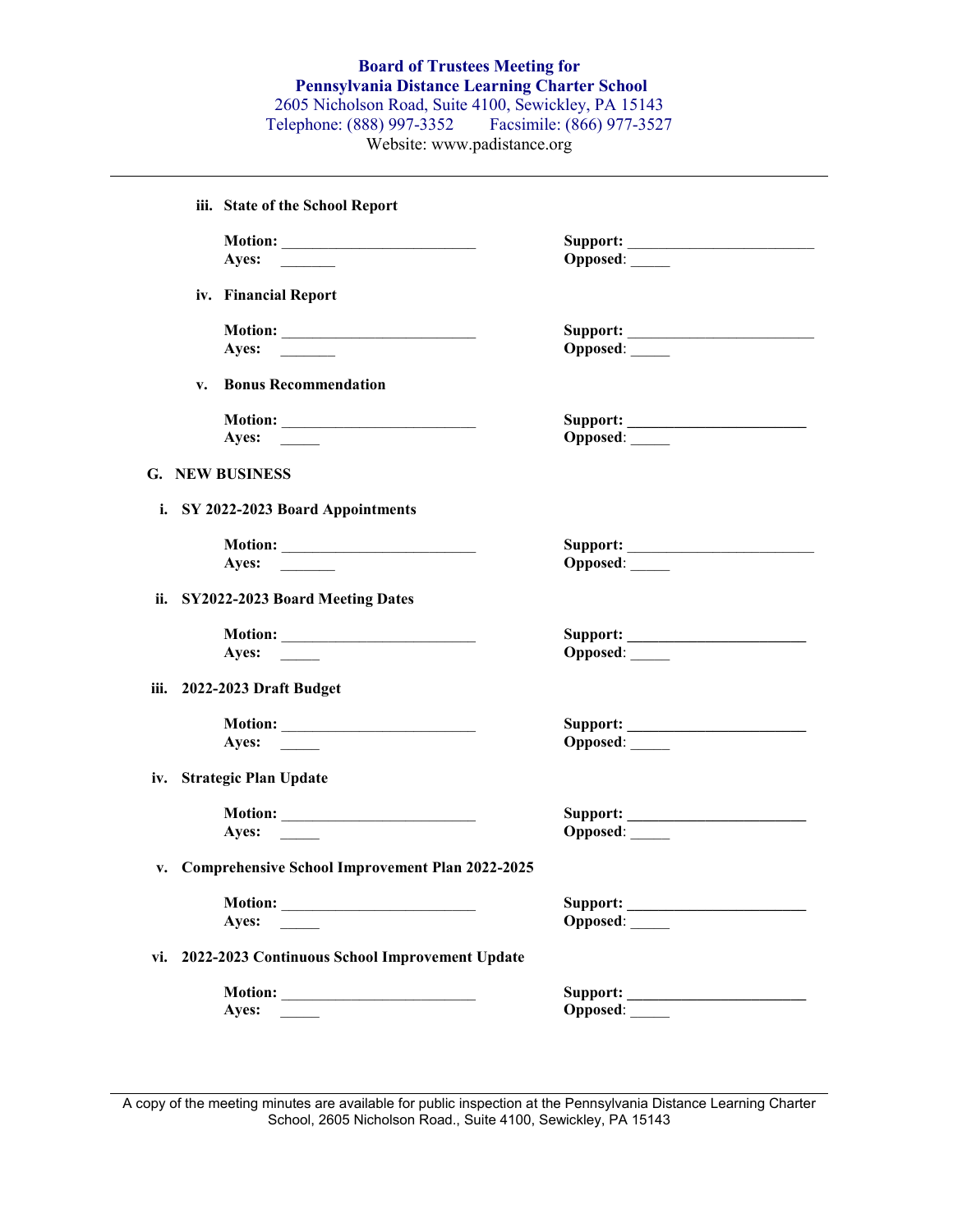**Board of Trustees Meeting for**
**Pennsylvania Distance Learning Charter School**
2605 Nicholson Road, Suite 4100, Sewickley, PA 15143
Telephone: (888) 997-3352 Facsimile: (866) 977-3527
Website: www.padistance.org

---

**iii. State of the School Report**

**Motion:** _________________________ **Support:** _________________________
**Ayes:** _______ **Opposed**: _____

**iv. Financial Report**

**Motion:** _________________________ **Support:** _________________________
**Ayes:** _______ **Opposed**: _____

**v. Bonus Recommendation**

**Motion:** _________________________ **Support:** _________________________
**Ayes:** _____ **Opposed**: _____

**G. NEW BUSINESS**

**i. SY 2022-2023 Board Appointments**

**Motion:** _________________________ **Support:** _________________________
**Ayes:** _______ **Opposed**: _____

**ii. SY2022-2023 Board Meeting Dates**

**Motion:** _________________________ **Support:** _________________________
**Ayes:** _____ **Opposed**: _____

**iii. 2022-2023 Draft Budget**

**Motion:** _________________________ **Support:** _________________________
**Ayes:** _____ **Opposed**: _____

**iv. Strategic Plan Update**

**Motion:** _________________________ **Support:** _________________________
**Ayes:** _____ **Opposed**: _____

**v. Comprehensive School Improvement Plan 2022-2025**

**Motion:** _________________________ **Support:** _________________________
**Ayes:** _____ **Opposed**: _____

**vi. 2022-2023 Continuous School Improvement Update**

**Motion:** _________________________ **Support:** _________________________
**Ayes:** _____ **Opposed**: _____

---

A copy of the meeting minutes are available for public inspection at the Pennsylvania Distance Learning Charter School, 2605 Nicholson Road., Suite 4100, Sewickley, PA 15143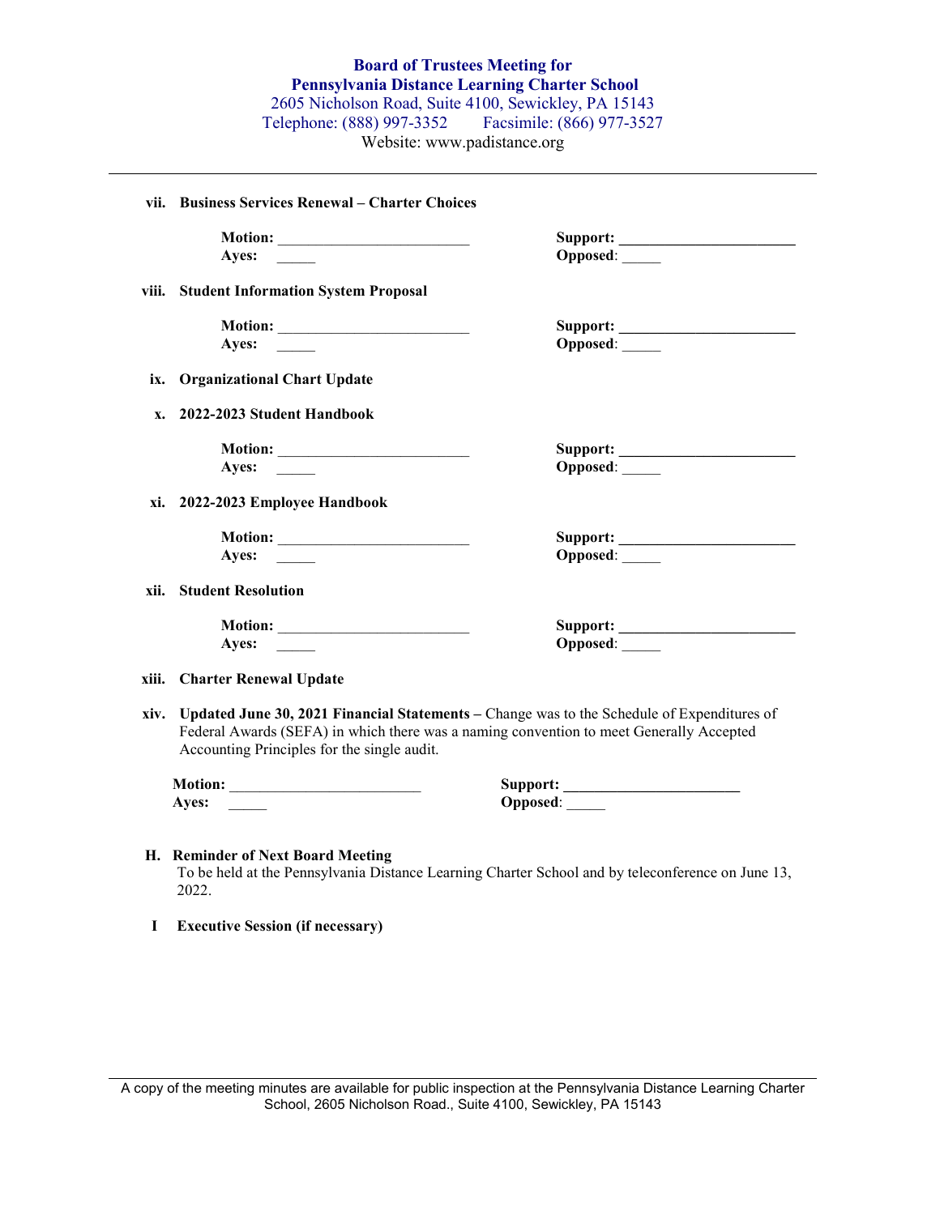**Board of Trustees Meeting for**
**Pennsylvania Distance Learning Charter School**
2605 Nicholson Road, Suite 4100, Sewickley, PA 15143
Telephone: (888) 997-3352 Facsimile: (866) 977-3527
Website: www.padistance.org

---

vii. **Business Services Renewal – Charter Choices**

**Motion:** ________________________ **Support:** ________________________
**Ayes:** _____ **Opposed**: _____

viii. **Student Information System Proposal**

**Motion:** ________________________ **Support:** ________________________
**Ayes:** _____ **Opposed**: _____

ix. **Organizational Chart Update**

x. **2022-2023 Student Handbook**

**Motion:** ________________________ **Support:** ________________________
**Ayes:** _____ **Opposed**: _____

xi. **2022-2023 Employee Handbook**

**Motion:** ________________________ **Support:** ________________________
**Ayes:** _____ **Opposed**: _____

xii. **Student Resolution**

**Motion:** ________________________ **Support:** ________________________
**Ayes:** _____ **Opposed**: _____

xiii. **Charter Renewal Update**

xiv. **Updated June 30, 2021 Financial Statements –** Change was to the Schedule of Expenditures of Federal Awards (SEFA) in which there was a naming convention to meet Generally Accepted Accounting Principles for the single audit.

**Motion:** ________________________ **Support:** ________________________
**Ayes:** _____ **Opposed**: _____

H. **Reminder of Next Board Meeting**
To be held at the Pennsylvania Distance Learning Charter School and by teleconference on June 13, 2022.

I **Executive Session (if necessary)**

A copy of the meeting minutes are available for public inspection at the Pennsylvania Distance Learning Charter School, 2605 Nicholson Road., Suite 4100, Sewickley, PA 15143